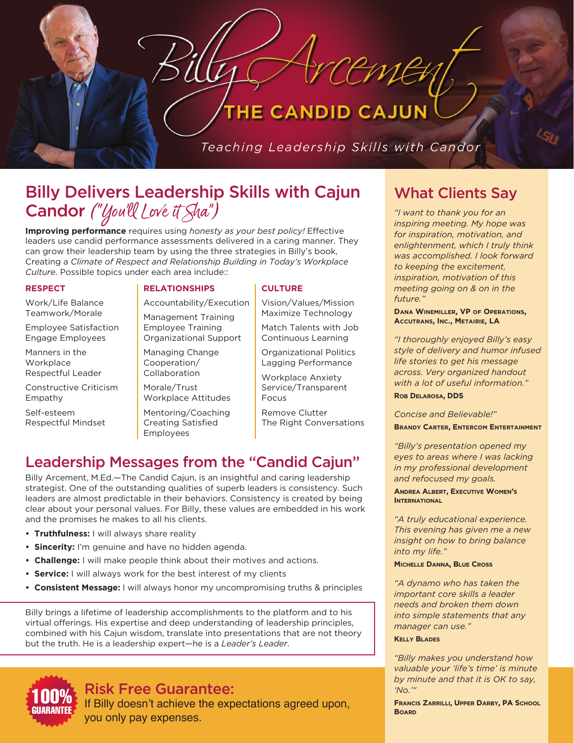# Billy Arcement

## THE CANDID CAJUN

*Teaching Leadership Skills with Candor*

## Billy Delivers Leadership Skills with Cajun Candor *("You'll Love it Sha")*

**Improving performance** requires using *honesty as your best policy!* Effective leaders use candid performance assessments delivered in a caring manner. They can grow their leadership team by using the three strategies in Billy's book, Creating a *Climate of Respect and Relationship Building in Today's Workplace Culture*. Possible topics under each area include::

**RESPECT**

Work/Life Balance
Teamwork/Morale

Employee Satisfaction
Engage Employees

Manners in the Workplace
Respectful Leader

Constructive Criticism
Empathy

Self-esteem
Respectful Mindset

**RELATIONSHIPS**

Accountability/Execution

Management Training
Employee Training
Organizational Support

Managing Change
Cooperation/Collaboration

Morale/Trust
Workplace Attitudes

Mentoring/Coaching
Creating Satisfied Employees

**CULTURE**

Vision/Values/Mission
Maximize Technology

Match Talents with Job
Continuous Learning

Organizational Politics
Lagging Performance

Workplace Anxiety
Service/Transparent Focus

Remove Clutter
The Right Conversations

## Leadership Messages from the "Candid Cajun"

Billy Arcement, M.Ed.—The Candid Cajun, is an insightful and caring leadership strategist. One of the outstanding qualities of superb leaders is consistency. Such leaders are almost predictable in their behaviors. Consistency is created by being clear about your personal values. For Billy, these values are embedded in his work and the promises he makes to all his clients.

- **Truthfulness:** I will always share reality
- **Sincerity:** I'm genuine and have no hidden agenda.
- **Challenge:** I will make people think about their motives and actions.
- **Service:** I will always work for the best interest of my clients
- **Consistent Message:** I will always honor my uncompromising truths & principles

Billy brings a lifetime of leadership accomplishments to the platform and to his virtual offerings. His expertise and deep understanding of leadership principles, combined with his Cajun wisdom, translate into presentations that are not theory but the truth. He is a leadership expert—he is a *Leader's Leader*.

100% GUARANTEE

## Risk Free Guarantee:

If Billy doesn't achieve the expectations agreed upon, you only pay expenses.

## What Clients Say

*"I want to thank you for an inspiring meeting. My hope was for inspiration, motivation, and enlightenment, which I truly think was accomplished. I look forward to keeping the excitement, inspiration, motivation of this meeting going on & on in the future."*

**Dana Winemiller, VP of Operations, Accutrans, Inc., Metairie, LA**

*"I thoroughly enjoyed Billy's easy style of delivery and humor infused life stories to get his message across. Very organized handout with a lot of useful information."*

**Rob Delarosa, DDS**

*Concise and Believable!"*

**Brandy Carter, Entercom Entertainment**

*"Billy's presentation opened my eyes to areas where I was lacking in my professional development and refocused my goals.*

**Andrea Albert, Executive Women's International**

*"A truly educational experience. This evening has given me a new insight on how to bring balance into my life."*

**Michelle Danna, Blue Cross**

*"A dynamo who has taken the important core skills a leader needs and broken them down into simple statements that any manager can use."*

**Kelly Blades**

*"Billy makes you understand how valuable your 'life's time' is minute by minute and that it is OK to say, 'No.'"*

**Francis Zarrilli, Upper Darby, PA School Board**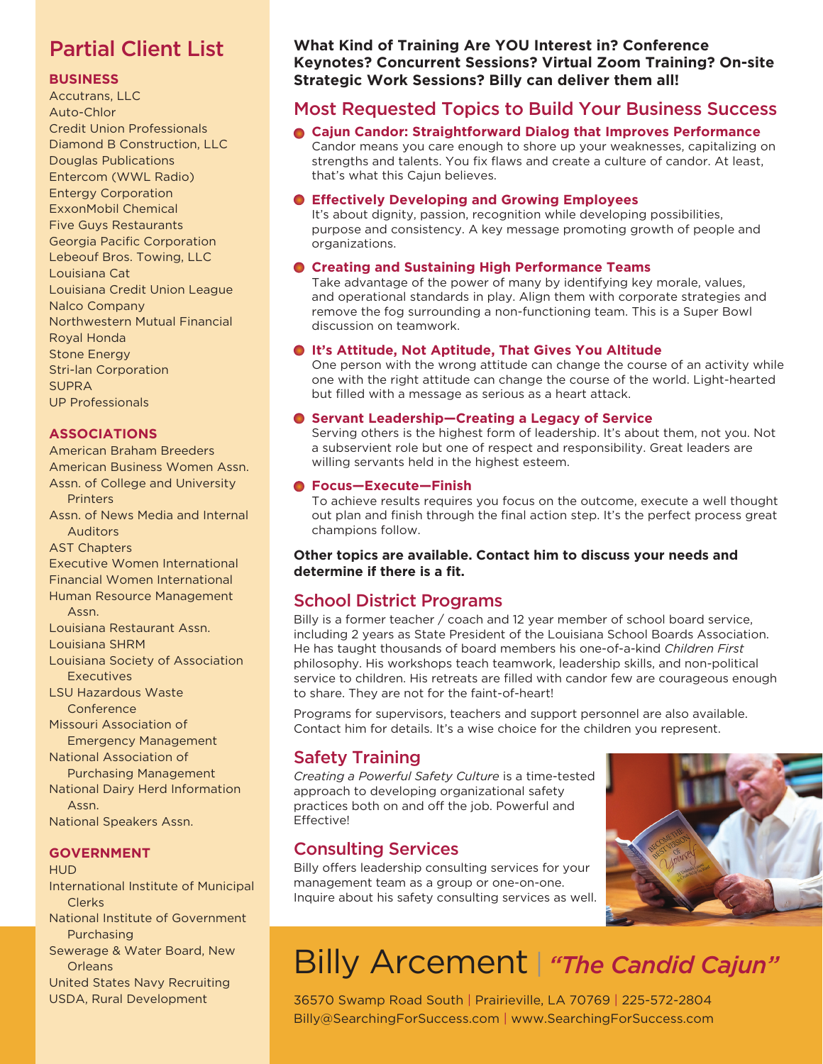## Partial Client List

### BUSINESS

Accutrans, LLC
Auto-Chlor
Credit Union Professionals
Diamond B Construction, LLC
Douglas Publications
Entercom (WWL Radio)
Entergy Corporation
ExxonMobil Chemical
Five Guys Restaurants
Georgia Pacific Corporation
Lebeouf Bros. Towing, LLC
Louisiana Cat
Louisiana Credit Union League
Nalco Company
Northwestern Mutual Financial
Royal Honda
Stone Energy
Stri-lan Corporation
SUPRA
UP Professionals

### ASSOCIATIONS

American Braham Breeders
American Business Women Assn.
Assn. of College and University Printers
Assn. of News Media and Internal Auditors
AST Chapters
Executive Women International
Financial Women International
Human Resource Management Assn.
Louisiana Restaurant Assn.
Louisiana SHRM
Louisiana Society of Association Executives
LSU Hazardous Waste Conference
Missouri Association of Emergency Management
National Association of Purchasing Management
National Dairy Herd Information Assn.
National Speakers Assn.

### GOVERNMENT

HUD
International Institute of Municipal Clerks
National Institute of Government Purchasing
Sewerage & Water Board, New Orleans
United States Navy Recruiting
USDA, Rural Development

**What Kind of Training Are YOU Interest in? Conference Keynotes? Concurrent Sessions? Virtual Zoom Training? On-site Strategic Work Sessions? Billy can deliver them all!**

## Most Requested Topics to Build Your Business Success

- **Cajun Candor: Straightforward Dialog that Improves Performance**
  Candor means you care enough to shore up your weaknesses, capitalizing on strengths and talents. You fix flaws and create a culture of candor. At least, that's what this Cajun believes.

- **Effectively Developing and Growing Employees**
  It's about dignity, passion, recognition while developing possibilities, purpose and consistency. A key message promoting growth of people and organizations.

- **Creating and Sustaining High Performance Teams**
  Take advantage of the power of many by identifying key morale, values, and operational standards in play. Align them with corporate strategies and remove the fog surrounding a non-functioning team. This is a Super Bowl discussion on teamwork.

- **It's Attitude, Not Aptitude, That Gives You Altitude**
  One person with the wrong attitude can change the course of an activity while one with the right attitude can change the course of the world. Light-hearted but filled with a message as serious as a heart attack.

- **Servant Leadership—Creating a Legacy of Service**
  Serving others is the highest form of leadership. It's about them, not you. Not a subservient role but one of respect and responsibility. Great leaders are willing servants held in the highest esteem.

- **Focus—Execute—Finish**
  To achieve results requires you focus on the outcome, execute a well thought out plan and finish through the final action step. It's the perfect process great champions follow.

**Other topics are available. Contact him to discuss your needs and determine if there is a fit.**

## School District Programs

Billy is a former teacher / coach and 12 year member of school board service, including 2 years as State President of the Louisiana School Boards Association. He has taught thousands of board members his one-of-a-kind *Children First* philosophy. His workshops teach teamwork, leadership skills, and non-political service to children. His retreats are filled with candor few are courageous enough to share. They are not for the faint-of-heart!

Programs for supervisors, teachers and support personnel are also available. Contact him for details. It's a wise choice for the children you represent.

## Safety Training

*Creating a Powerful Safety Culture* is a time-tested approach to developing organizational safety practices both on and off the job. Powerful and Effective!

## Consulting Services

Billy offers leadership consulting services for your management team as a group or one-on-one. Inquire about his safety consulting services as well.

# Billy Arcement | *"The Candid Cajun"*

36570 Swamp Road South | Prairieville, LA 70769 | 225-572-2804
Billy@SearchingForSuccess.com | www.SearchingForSuccess.com